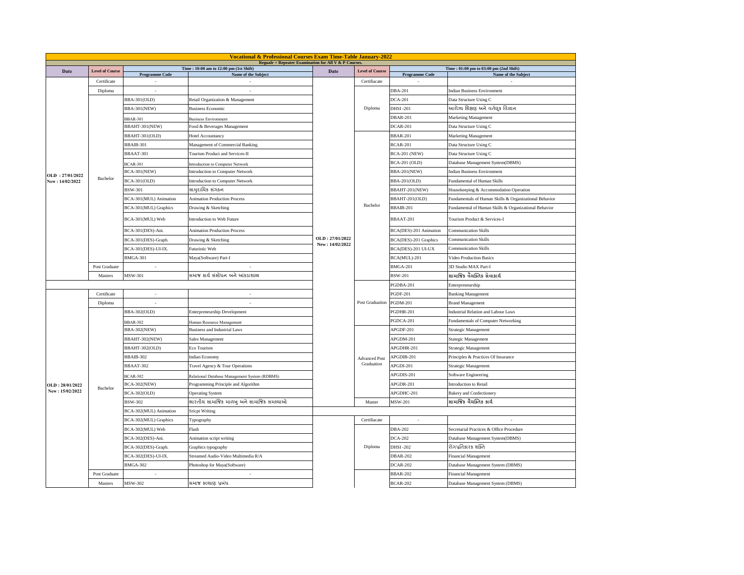# Vocational & Professional Courses Exam Time-Table January-2022

Regualr + Repeater Examination for All V & P Courses.

| Date | Level of Course | Time : 10:00 am to 12:00 pm (1st Shift) | | Date | Level of Course | Time : 01:00 pm to 03:00 pm (2nd Shift) | |
|---|---|---|---|---|---|---|---|
| | | Programme Code | Name of the Subject | | | Programme Code | Name of the Subject |
| OLD : 27/01/2022 New : 14/02/2022 | Certificate | - | - | OLD : 27/01/2022 New : 14/02/2022 | Certifiacate | - | - |
| | Diploma | - | - | | Diploma | DBA-201 | Indian Business Environment |
| | Bachelor | BBA-301(OLD) | Retail Organization & Management | | | DCA-201 | Data Structure Using C |
| | | BBA-301(NEW) | Business Economic | | | DHSI-201 | આરોગ્ય શિક્ષણ અને વર્તણૂક વિજ્ઞાન |
| | | BBAR-301 | Business Environment | | | DBAR-201 | Marketing Management |
| | | BBAHT-301(NEW) | Food & Beverages Management | | | DCAR-201 | Data Structure Using C |
| | | BBAHT-301(OLD) | Hotel Accountancy | | Bachelor | BBAR-201 | Marketing Management |
| | | BBAIB-301 | Management of Commercial Banking | | | BCAR-201 | Data Structure Using C |
| | | BBAAT-301 | Tourism Product and Services-II | | | BCA-201 (NEW) | Data Structure Using C |
| | | BCAR-301 | Introduction to Computer Network | | | BCA-201 (OLD) | Database Management System(DBMS) |
| | | BCA-301(NEW) | Introduction to Computer Network | | | BBA-201(NEW) | Indian Business Environment |
| | | BCA-301(OLD) | Introduction to Computer Network | | | BBA-201(OLD) | Fundamental of Human Skills |
| | | BSW-301 | સામુદાયિક સંગઠન | | | BBAHT-201(NEW) | Housekeeping & Accommodation Operation |
| | | BCA-301(MUL) Animation | Animation Production Process | | | BBAHT-201(OLD) | Fundamentals of Human Skills & Organizational Behavior |
| | | BCA-301(MUL) Graphics | Drawing & Sketching | | | BBAIB-201 | Fundamental of Human Skills & Organizational Behavior |
| | | BCA-301(MUL) Web | Introduction to Web Future | | | BBAAT-201 | Tourism Product & Services-I |
| | | BCA-301(DES)-Ani. | Animation Production Process | | | BCA(DES)-201 Animation | Communication Skills |
| | | BCA-301(DES)-Graph. | Drawing & Sketching | | | BCA(DES)-201 Graphics | Communication Skills |
| | | BCA-301(DES)-UI-IX. | Futuristic Web | | | BCA(DES)-201 UI-UX | Communication Skills |
| | | BMGA-301 | Maya(Software) Part-I | | | BCA(MUL)-201 | Video Production Basics |
| | Post Graduate | - | - | | | BMGA-201 | 3D Studio MAX Part-I |
| | Masters | MSW-301 | સમાજ કાર્ય સંશોધન અને આંકડાશાસ્ત્ર | | | BSW-201 | સામાજિક વૈયક્તિક સેવાકાર્ય |
| | | | | | Post Graduation | PGDBA-201 | Enterpreneurship |
| OLD : 28/01/2022 New : 15/02/2022 | Certificate | - | - | | | PGDF-201 | Banking Management |
| | Diploma | - | - | | | PGDM-201 | Brand Management |
| | Bachelor | BBA-302(OLD) | Enterpreneurship Development | | | PGDHR-201 | Industrial Relation and Labour Laws |
| | | BBAR-302 | Human Resource Management | | | PGDCA-201 | Fundamentals of Computer Networking |
| | | BBA-302(NEW) | Business and Industrial Laws | | Advanced Post Graduation | APGDF-201 | Strategic Management |
| | | BBAHT-302(NEW) | Sales Management | | | APGDM-201 | Stategic Management |
| | | BBAHT-302(OLD) | Eco Tourism | | | APGDHR-201 | Strategic Management |
| | | BBAIB-302 | Indian Economy | | | APGDIB-201 | Principles & Practices Of Insurance |
| | | BBAAT-302 | Travel Agency & Tour Operations | | | APGDI-201 | Strategic Management |
| | | BCAR-302 | Relational Database Management System (RDBMS) | | | APGDIS-201 | Software Engineering |
| | | BCA-302(NEW) | Programming Principle and Algorithm | | | APGDR-201 | Introduction to Retail |
| | | BCA-302(OLD) | Operating System | | | APGDHC-201 | Bakery and Confectionery |
| | | BSW-302 | ભારતીય સામાજિક માળખુ અને સામાજિક સમસ્યાઓ | | Master | MSW-201 | સામાજિક વૈયક્તિક કાર્ય |
| | | BCA-302(MUL) Animation | Sricpt Writing | | | | |
| | | BCA-302(MUL) Graphics | Typography | | Certifiacate | - | - |
| | | BCA-302(MUL) Web | Flash | | Diploma | DBA-202 | Secretarial Practices & Office Procedure |
| | | BCA-302(DES)-Ani. | Animation script writing | | | DCA-202 | Database Management System(DBMS) |
| | | BCA-302(DES)-Graph. | Graphics typography | | | DHSI-202 | રોગપ્રતિકારક શક્તિ |
| | | BCA-302(DES)-UI-IX. | Streamed Audio-Video Multimedia R/A | | | DBAR-202 | Financial Management |
| | | BMGA-302 | Photoshop for Maya(Software) | | | DCAR-202 | Database Management System (DBMS) |
| | Post Graduate | - | - | | | BBAR-202 | Financial Management |
| | Masters | MSW-302 | સમાજ કલ્યાણ પ્રબંધ | | | BCAR-202 | Database Management System (DBMS) |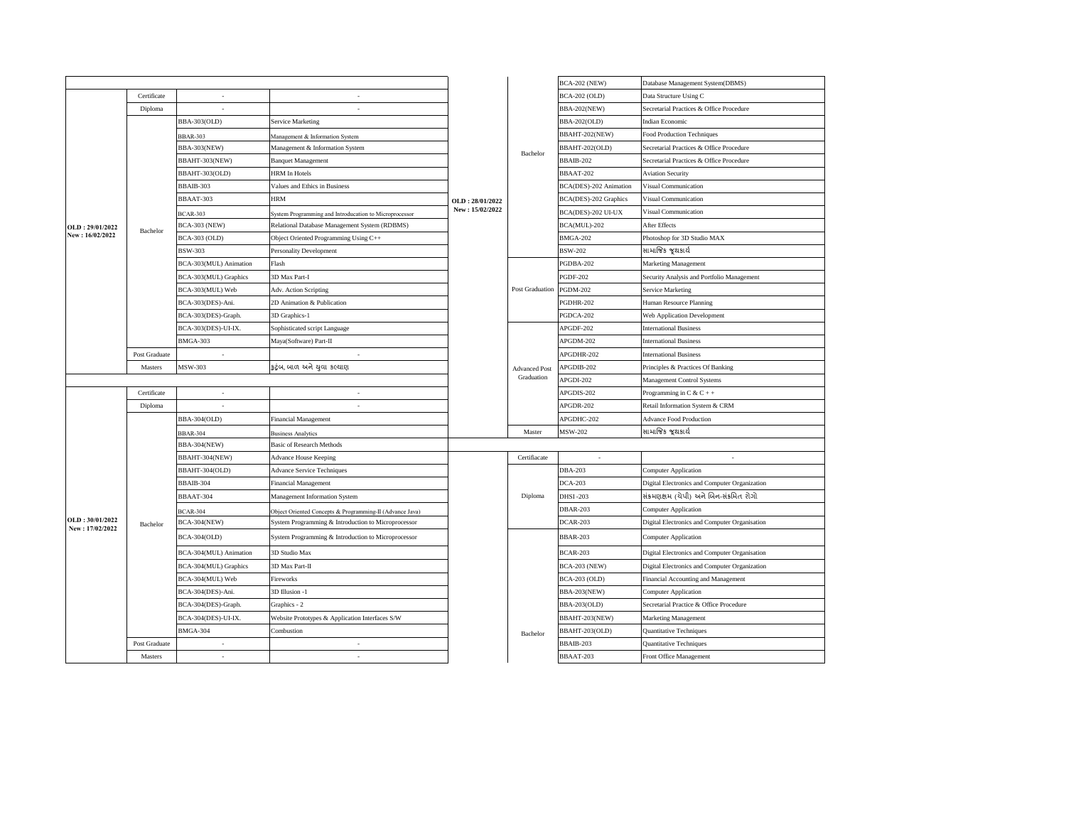| Date | Level | Course Code | Subject |
|---|---|---|---|
| OLD : 29/01/2022 New : 16/02/2022 | Certificate | - | - |
| | Diploma | - | - |
| | Bachelor | BBA-303(OLD) | Service Marketing |
| | | BBAR-303 | Management & Information System |
| | | BBA-303(NEW) | Management & Information System |
| | | BBAHT-303(NEW) | Banquet Management |
| | | BBAHT-303(OLD) | HRM In Hotels |
| | | BBAIB-303 | Values and Ethics in Business |
| | | BBAAT-303 | HRM |
| | | BCAR-303 | System Programming and Introduction to Microprocessor |
| | | BCA-303 (NEW) | Relational Database Management System (RDBMS) |
| | | BCA-303 (OLD) | Object Oriented Programming Using C++ |
| | | BSW-303 | Personality Development |
| | | BCA-303(MUL) Animation | Flash |
| | | BCA-303(MUL) Graphics | 3D Max Part-I |
| | | BCA-303(MUL) Web | Adv. Action Scripting |
| | | BCA-303(DES)-Ani. | 2D Animation & Publication |
| | | BCA-303(DES)-Graph. | 3D Graphics-1 |
| | | BCA-303(DES)-UI-IX. | Sophisticated script Language |
| | | BMGA-303 | Maya(Software) Part-II |
| | Post Graduate | - | - |
| | Masters | MSW-303 | કુટુંબ, બાળ અને યુવા કલ્યાણ |
| OLD : 30/01/2022 New : 17/02/2022 | Certificate | - | - |
| | Diploma | - | - |
| | Bachelor | BBA-304(OLD) | Financial Management |
| | | BBAR-304 | Business Analytics |
| | | BBA-304(NEW) | Basic of Research Methods |
| | | BBAHT-304(NEW) | Advance House Keeping |
| | | BBAHT-304(OLD) | Advance Service Techniques |
| | | BBAIB-304 | Financial Management |
| | | BBAAT-304 | Management Information System |
| | | BCAR-304 | Object Oriented Concepts & Programming-II (Advance Java) |
| | | BCA-304(NEW) | System Programming & Introduction to Microprocessor |
| | | BCA-304(OLD) | System Programming & Introduction to Microprocessor |
| | | BCA-304(MUL) Animation | 3D Studio Max |
| | | BCA-304(MUL) Graphics | 3D Max Part-II |
| | | BCA-304(MUL) Web | Fireworks |
| | | BCA-304(DES)-Ani. | 3D Illusion -1 |
| | | BCA-304(DES)-Graph. | Graphics - 2 |
| | | BCA-304(DES)-UI-IX. | Website Prototypes & Application Interfaces S/W |
| | | BMGA-304 | Combustion |
| | Post Graduate | - | - |
| | Masters | - | - |

| Date | Level | Course Code | Subject |
|---|---|---|---|
| OLD : 28/01/2022 New : 15/02/2022 | Bachelor | BCA-202 (NEW) | Database Management System(DBMS) |
| | | BCA-202 (OLD) | Data Structure Using C |
| | | BBA-202(NEW) | Secretarial Practices & Office Procedure |
| | | BBA-202(OLD) | Indian Economic |
| | | BBAHT-202(NEW) | Food Production Techniques |
| | | BBAHT-202(OLD) | Secretarial Practices & Office Procedure |
| | | BBAIB-202 | Secretarial Practices & Office Procedure |
| | | BBAAT-202 | Aviation Security |
| | | BCA(DES)-202 Animation | Visual Communication |
| | | BCA(DES)-202 Graphics | Visual Communication |
| | | BCA(DES)-202 UI-UX | Visual Communication |
| | | BCA(MUL)-202 | After Effects |
| | | BMGA-202 | Photoshop for 3D Studio MAX |
| | | BSW-202 | સામાજિક જૂથકાર્ય |
| | Post Graduation | PGDBA-202 | Marketing Management |
| | | PGDF-202 | Security Analysis and Portfolio Management |
| | | PGDM-202 | Service Marketing |
| | | PGDHR-202 | Human Resource Planning |
| | | PGDCA-202 | Web Application Development |
| | Advanced Post Graduation | APGDF-202 | International Business |
| | | APGDM-202 | International Business |
| | | APGDHR-202 | International Business |
| | | APGDIB-202 | Principles & Practices Of Banking |
| | | APGDI-202 | Management Control Systems |
| | | APGDIS-202 | Programming in C & C + + |
| | | APGDR-202 | Retail Information System & CRM |
| | | APGDHC-202 | Advance Food Production |
| | Master | MSW-202 | સામાજિક જૂથકાર્ય |
| | Certifiacate | - | - |
| | Diploma | DBA-203 | Computer Application |
| | | DCA-203 | Digital Electronics and Computer Organization |
| | | DHSI -203 | સંક્રમણક્ષમ (ચેપી) અને બિન-સંક્રમિત રોગો |
| | | DBAR-203 | Computer Application |
| | | DCAR-203 | Digital Electronics and Computer Organisation |
| | Bachelor | BBAR-203 | Computer Application |
| | | BCAR-203 | Digital Electronics and Computer Organisation |
| | | BCA-203 (NEW) | Digital Electronics and Computer Organization |
| | | BCA-203 (OLD) | Financial Accounting and Management |
| | | BBA-203(NEW) | Computer Application |
| | | BBA-203(OLD) | Secretarial Practice & Office Procedure |
| | | BBAHT-203(NEW) | Marketing Management |
| | | BBAHT-203(OLD) | Quantitative Techniques |
| | | BBAIB-203 | Quantitative Techniques |
| | | BBAAT-203 | Front Office Management |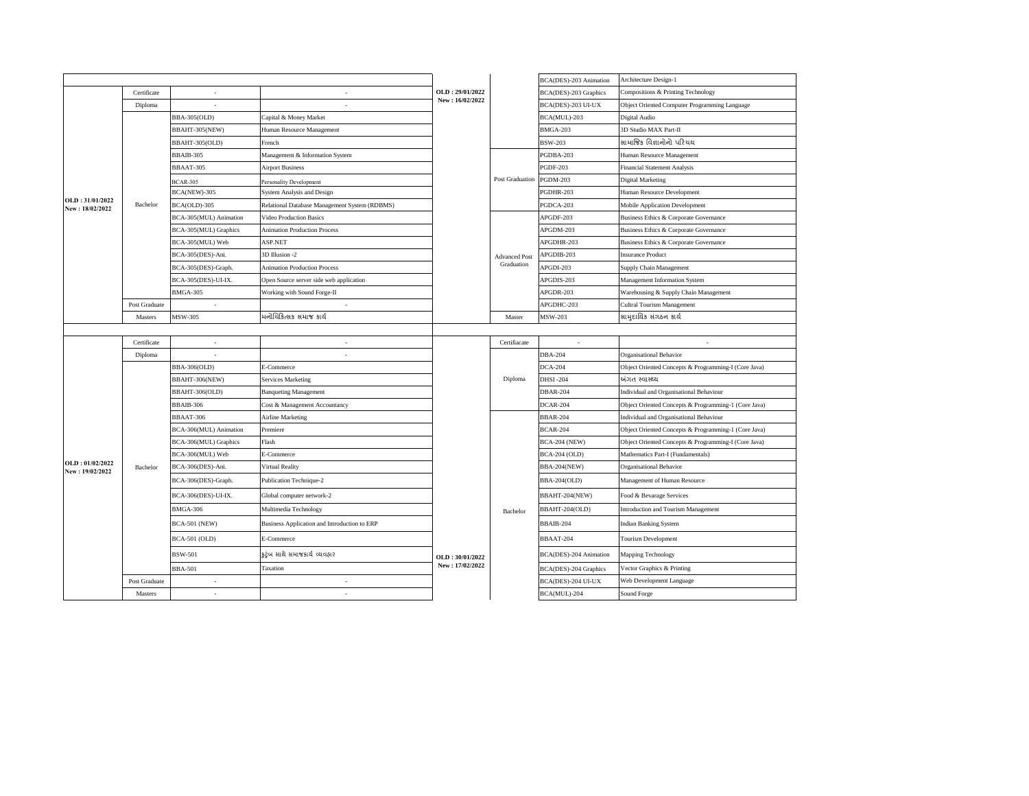| Date | Level | Code | Subject | Date | Level | Code | Subject |
|---|---|---|---|---|---|---|---|
| | | | | OLD : 29/01/2022 New : 16/02/2022 | | BCA(DES)-203 Animation | Architecture Design-1 |
| OLD : 31/01/2022 New : 18/02/2022 | Certificate | - | - | | | BCA(DES)-203 Graphics | Compositions & Printing Technology |
| | Diploma | - | - | | | BCA(DES)-203 UI-UX | Object Oriented Computer Programming Language |
| | Bachelor | BBA-305(OLD) | Capital & Money Market | | | BCA(MUL)-203 | Digital Audio |
| | | BBAHT-305(NEW) | Human Resource Management | | | BMGA-203 | 3D Studio MAX Part-II |
| | | BBAHT-305(OLD) | French | | | BSW-203 | સામાજિક વિજ્ઞાનોનો પરિચય |
| | | BBAIB-305 | Management & Information System | | Post Graduation | PGDBA-203 | Human Resource Management |
| | | BBAAT-305 | Airport Business | | | PGDF-203 | Financial Statement Analysis |
| | | BCAR-305 | Personality Development | | | PGDM-203 | Digital Marketing |
| | | BCA(NEW)-305 | System Analysis and Design | | | PGDHR-203 | Human Resource Development |
| | | BCA(OLD)-305 | Relational Database Management System (RDBMS) | | | PGDCA-203 | Mobile Application Development |
| | | BCA-305(MUL) Animation | Video Production Basics | | Advanced Post Graduation | APGDF-203 | Business Ethics & Corporate Governance |
| | | BCA-305(MUL) Graphics | Animation Production Process | | | APGDM-203 | Business Ethics & Corporate Governance |
| | | BCA-305(MUL) Web | ASP.NET | | | APGDHR-203 | Business Ethics & Corporate Governance |
| | | BCA-305(DES)-Ani. | 3D Illusion -2 | | | APGDIB-203 | Insurance Product |
| | | BCA-305(DES)-Graph. | Animation Production Process | | | APGDI-203 | Supply Chain Management |
| | | BCA-305(DES)-UI-IX. | Open Source server side web application | | | APGDIS-203 | Management Information System |
| | | BMGA-305 | Working with Sound Forge-II | | | APGDR-203 | Warehousing & Supply Chain Management |
| | Post Graduate | - | - | | | APGDHC-203 | Cultral Tourism Management |
| | Masters | MSW-305 | મનોચિકિત્સક સમાજ કાર્ય | | Master | MSW-203 | સામુદાયિક સંગઠન કાર્ય |
| | | | | | | | |
| OLD : 01/02/2022 New : 19/02/2022 | Certificate | - | - | OLD : 30/01/2022 New : 17/02/2022 | Certifiacate | - | - |
| | Diploma | - | - | | Diploma | DBA-204 | Organisational Behavior |
| | Bachelor | BBA-306(OLD) | E-Commerce | | | DCA-204 | Object Oriented Concepts & Programming-I (Core Java) |
| | | BBAHT-306(NEW) | Services Marketing | | | DHSI-204 | અંગત સ્વાસ્થ્ય |
| | | BBAHT-306(OLD) | Banqueting Management | | | DBAR-204 | Individual and Organisational Behaviour |
| | | BBAIB-306 | Cost & Management Accountancy | | | DCAR-204 | Object Oriented Concepts & Programming-1 (Core Java) |
| | | BBAAT-306 | Airline Marketing | | Bachelor | BBAR-204 | Individual and Organisational Behaviour |
| | | BCA-306(MUL) Animation | Premiere | | | BCAR-204 | Object Oriented Concepts & Programming-1 (Core Java) |
| | | BCA-306(MUL) Graphics | Flash | | | BCA-204 (NEW) | Object Oriented Concepts & Programming-I (Core Java) |
| | | BCA-306(MUL) Web | E-Commerce | | | BCA-204 (OLD) | Mathematics Part-I (Fundamentals) |
| | | BCA-306(DES)-Ani. | Virtual Reality | | | BBA-204(NEW) | Organisational Behavior |
| | | BCA-306(DES)-Graph. | Publication Technique-2 | | | BBA-204(OLD) | Management of Human Resource |
| | | BCA-306(DES)-UI-IX. | Global computer network-2 | | | BBAHT-204(NEW) | Food & Bevarage Services |
| | | BMGA-306 | Multimedia Technology | | | BBAHT-204(OLD) | Introduction and Tourism Management |
| | | BCA-501 (NEW) | Business Application and Introduction to ERP | | | BBAIB-204 | Indian Banking System |
| | | BCA-501 (OLD) | E-Commerce | | | BBAAT-204 | Tourism Development |
| | | BSW-501 | કુટુંબ સાથે સમાજકાર્ય વ્યવહાર | | | BCA(DES)-204 Animation | Mapping Technology |
| | | BBA-501 | Taxation | | | BCA(DES)-204 Graphics | Vector Graphics & Printing |
| | Post Graduate | - | - | | | BCA(DES)-204 UI-UX | Web Development Language |
| | Masters | - | - | | | BCA(MUL)-204 | Sound Forge |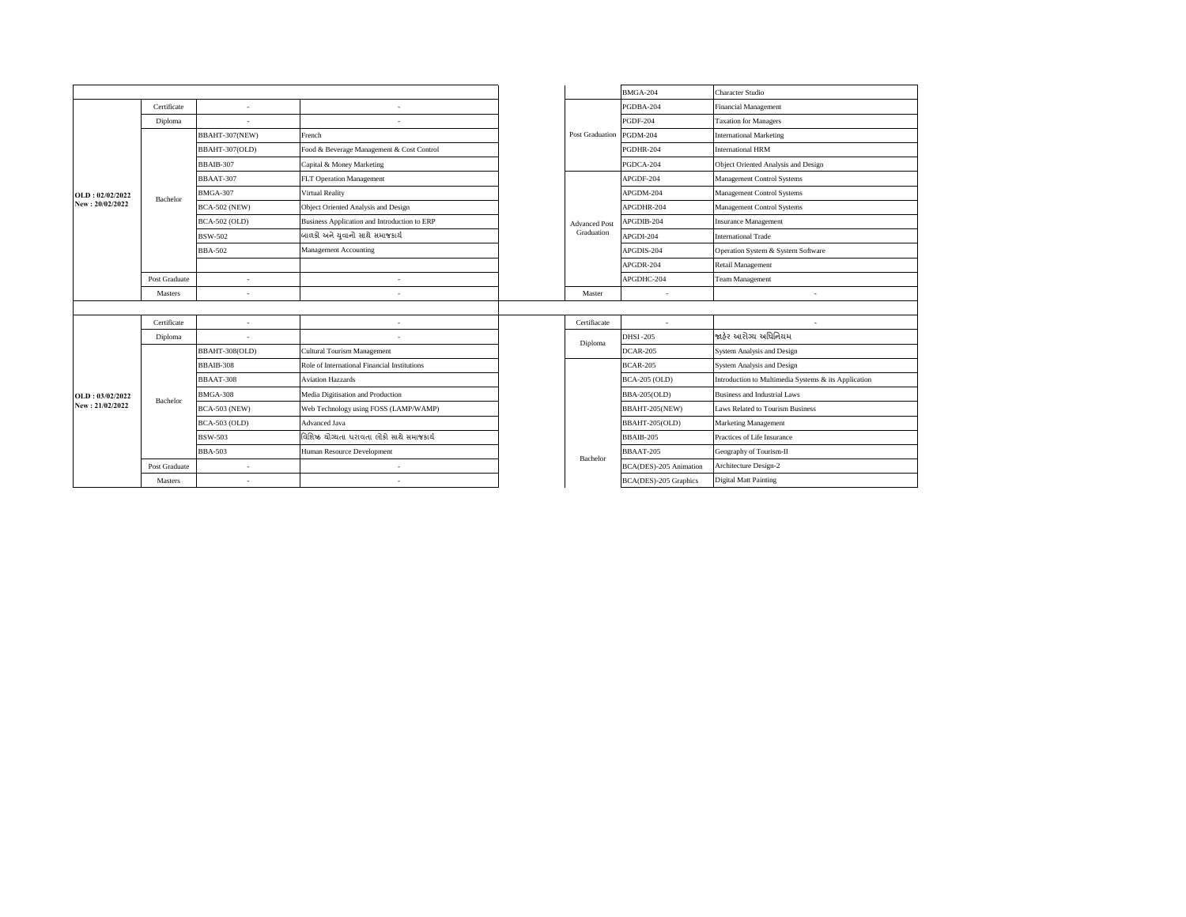| | | | |
|---|---|---|---|
| | | | |
| OLD : 02/02/2022<br>New : 20/02/2022 | Certificate | - | - |
| | Diploma | - | - |
| | Bachelor | BBAHT-307(NEW) | French |
| | | BBAHT-307(OLD) | Food & Beverage Management & Cost Control |
| | | BBAIB-307 | Capital & Money Marketing |
| | | BBAAT-307 | FLT Operation Management |
| | | BMGA-307 | Virtual Reality |
| | | BCA-502 (NEW) | Object Oriented Analysis and Design |
| | | BCA-502 (OLD) | Business Application and Introduction to ERP |
| | | BSW-502 | બાળકો અને યુવાનો સાથે સમાજકાર્ય |
| | | BBA-502 | Management Accounting |
| | | | |
| | Post Graduate | - | - |
| | Masters | - | - |
| | | | |
| OLD : 03/02/2022<br>New : 21/02/2022 | Certificate | - | - |
| | Diploma | - | - |
| | Bachelor | BBAHT-308(OLD) | Cultural Tourism Management |
| | | BBAIB-308 | Role of International Financial Institutions |
| | | BBAAT-308 | Aviation Hazzards |
| | | BMGA-308 | Media Digitisation and Production |
| | | BCA-503 (NEW) | Web Technology using FOSS (LAMP/WAMP) |
| | | BCA-503 (OLD) | Advanced Java |
| | | BSW-503 | વિશિષ્ઠ યોગ્યતા ધરાવતા લોકો સાથે સમાજકાર્ય |
| | | BBA-503 | Human Resource Development |
| | Post Graduate | - | - |
| | Masters | - | - |

| | | |
|---|---|---|
| | BMGA-204 | Character Studio |
| Post Graduation | PGDBA-204 | Financial Management |
| | PGDF-204 | Taxation for Managers |
| | PGDM-204 | International Marketing |
| | PGDHR-204 | International HRM |
| | PGDCA-204 | Object Oriented Analysis and Design |
| Advanced Post Graduation | APGDF-204 | Management Control Systems |
| | APGDM-204 | Management Control Systems |
| | APGDHR-204 | Management Control Systems |
| | APGDIB-204 | Insurance Management |
| | APGDI-204 | International Trade |
| | APGDIS-204 | Operation System & System Software |
| | APGDR-204 | Retail Management |
| | APGDHC-204 | Team Management |
| Master | - | - |
| | | |
| Certifiacate | - | - |
| Diploma | DHSI-205 | જાહેર આરોગ્ય અધિનિયમ |
| | DCAR-205 | System Analysis and Design |
| Bachelor | BCAR-205 | System Analysis and Design |
| | BCA-205 (OLD) | Introduction to Multimedia Systems & its Application |
| | BBA-205(OLD) | Business and Industrial Laws |
| | BBAHT-205(NEW) | Laws Related to Tourism Business |
| | BBAHT-205(OLD) | Marketing Management |
| | BBAIB-205 | Practices of Life Insurance |
| | BBAAT-205 | Geography of Tourism-II |
| | BCA(DES)-205 Animation | Architecture Design-2 |
| | BCA(DES)-205 Graphics | Digital Matt Painting |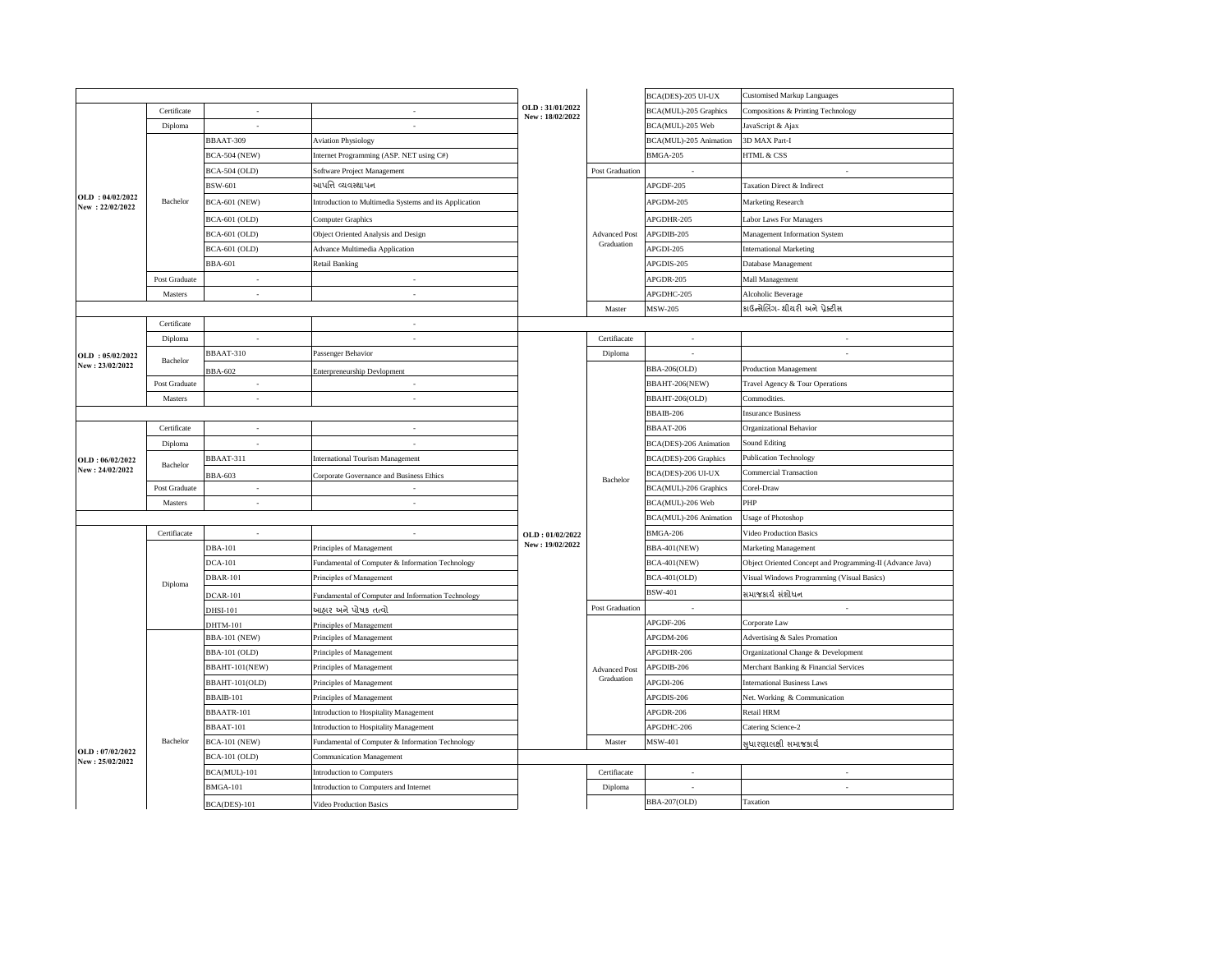| Date | Level | Code | Subject |
|---|---|---|---|
| OLD : 04/02/2022 New : 22/02/2022 | Certificate | - | - |
| | Diploma | - | - |
| | Bachelor | BBAAT-309 | Aviation Physiology |
| | | BCA-504 (NEW) | Internet Programming (ASP. NET using C#) |
| | | BCA-504 (OLD) | Software Project Management |
| | | BSW-601 | આપત્તિ વ્યવસ્થાપન |
| | | BCA-601 (NEW) | Introduction to Multimedia Systems and its Application |
| | | BCA-601 (OLD) | Computer Graphics |
| | | BCA-601 (OLD) | Object Oriented Analysis and Design |
| | | BCA-601 (OLD) | Advance Multimedia Application |
| | | BBA-601 | Retail Banking |
| | Post Graduate | - | - |
| | Masters | - | - |
| OLD : 05/02/2022 New : 23/02/2022 | Certificate | | - |
| | Diploma | - | - |
| | Bachelor | BBAAT-310 | Passenger Behavior |
| | | BBA-602 | Enterpreneurship Devlopment |
| | Post Graduate | - | - |
| | Masters | - | - |
| OLD : 06/02/2022 New : 24/02/2022 | Certificate | - | - |
| | Diploma | - | - |
| | Bachelor | BBAAT-311 | International Tourism Management |
| | | BBA-603 | Corporate Governance and Business Ethics |
| | Post Graduate | - | - |
| | Masters | - | - |
| OLD : 07/02/2022 New : 25/02/2022 | Certifiacate | - | - |
| | Diploma | DBA-101 | Principles of Management |
| | | DCA-101 | Fundamental of Computer & Information Technology |
| | | DBAR-101 | Principles of Management |
| | | DCAR-101 | Fundamental of Computer and Information Technology |
| | | DHSI-101 | આહાર અને પોષક તત્વો |
| | | DHTM-101 | Principles of Management |
| | Bachelor | BBA-101 (NEW) | Principles of Management |
| | | BBA-101 (OLD) | Principles of Management |
| | | BBAHT-101(NEW) | Principles of Management |
| | | BBAHT-101(OLD) | Principles of Management |
| | | BBAIB-101 | Principles of Management |
| | | BBAATR-101 | Introduction to Hospitality Management |
| | | BBAAT-101 | Introduction to Hospitality Management |
| | | BCA-101 (NEW) | Fundamental of Computer & Information Technology |
| | | BCA-101 (OLD) | Communication Management |
| | | BCA(MUL)-101 | Introduction to Computers |
| | | BMGA-101 | Introduction to Computers and Internet |
| | | BCA(DES)-101 | Video Production Basics |

| Date | Level | Code | Subject |
|---|---|---|---|
| OLD : 31/01/2022 New : 18/02/2022 | | BCA(DES)-205 UI-UX | Customised Markup Languages |
| | | BCA(MUL)-205 Graphics | Compositions & Printing Technology |
| | | BCA(MUL)-205 Web | JavaScript & Ajax |
| | | BCA(MUL)-205 Animation | 3D MAX Part-I |
| | | BMGA-205 | HTML & CSS |
| | Post Graduation | - | - |
| | Advanced Post Graduation | APGDF-205 | Taxation Direct & Indirect |
| | | APGDM-205 | Marketing Research |
| | | APGDHR-205 | Labor Laws For Managers |
| | | APGDIB-205 | Management Information System |
| | | APGDI-205 | International Marketing |
| | | APGDIS-205 | Database Management |
| | | APGDR-205 | Mall Management |
| | | APGDHC-205 | Alcoholic Beverage |
| | Master | MSW-205 | કાઉન્સેલિંગ- થીયરી અને પ્રેક્ટીસ |
| OLD : 01/02/2022 New : 19/02/2022 | Certifiacate | - | - |
| | Diploma | - | - |
| | Bachelor | BBA-206(OLD) | Production Management |
| | | BBAHT-206(NEW) | Travel Agency & Tour Operations |
| | | BBAHT-206(OLD) | Commodities. |
| | | BBAIB-206 | Insurance Business |
| | | BBAAT-206 | Organizational Behavior |
| | | BCA(DES)-206 Animation | Sound Editing |
| | | BCA(DES)-206 Graphics | Publication Technology |
| | | BCA(DES)-206 UI-UX | Commercial Transaction |
| | | BCA(MUL)-206 Graphics | Corel-Draw |
| | | BCA(MUL)-206 Web | PHP |
| | | BCA(MUL)-206 Animation | Usage of Photoshop |
| | | BMGA-206 | Video Production Basics |
| | | BBA-401(NEW) | Marketing Management |
| | | BCA-401(NEW) | Object Oriented Concept and Programming-II (Advance Java) |
| | | BCA-401(OLD) | Visual Windows Programming (Visual Basics) |
| | | BSW-401 | સમાજકાર્ય સંશોધન |
| | Post Graduation | - | - |
| | Advanced Post Graduation | APGDF-206 | Corporate Law |
| | | APGDM-206 | Advertising & Sales Promation |
| | | APGDHR-206 | Organizational Change & Development |
| | | APGDIB-206 | Merchant Banking & Financial Services |
| | | APGDI-206 | International Business Laws |
| | | APGDIS-206 | Net. Working & Communication |
| | | APGDR-206 | Retail HRM |
| | | APGDHC-206 | Catering Science-2 |
| | Master | MSW-401 | સુધારણાલક્ષી સમાજકાર્ય |
| | Certifiacate | - | - |
| | Diploma | - | - |
| | | BBA-207(OLD) | Taxation |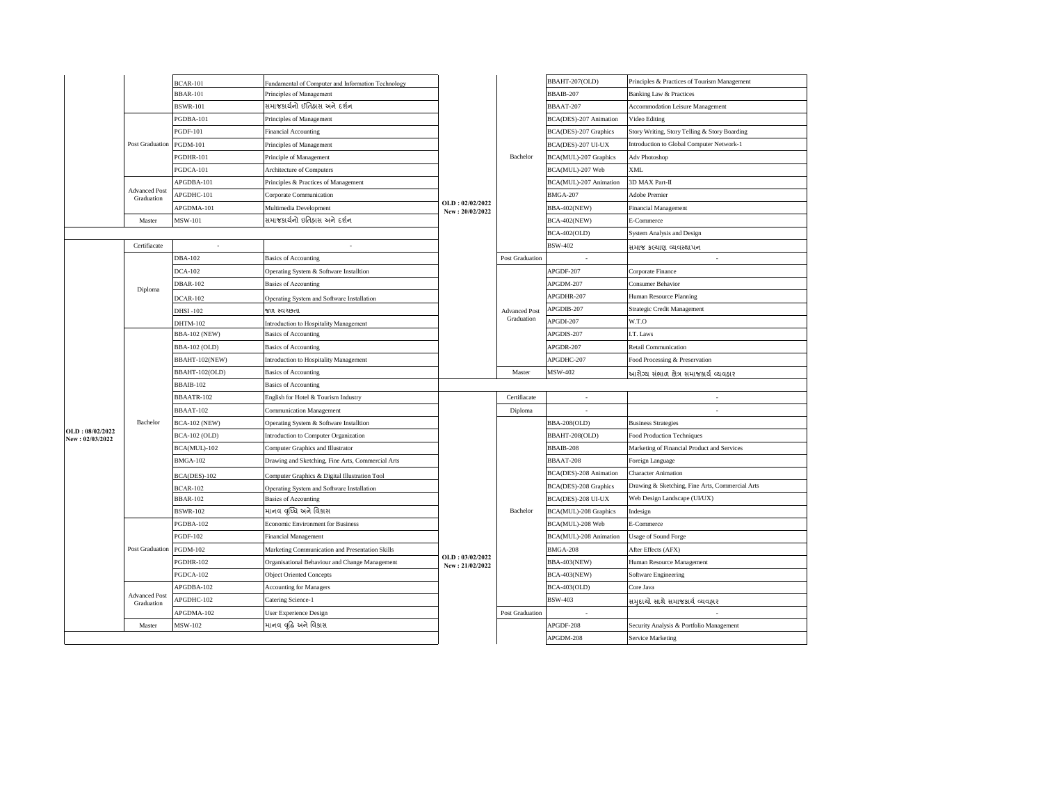| Date | Program | Code | Subject |
|---|---|---|---|
| | | BCAR-101 | Fundamental of Computer and Information Technology |
| | | BBAR-101 | Principles of Management |
| | | BSWR-101 | સમાજકાર્યનો ઇતિહાસ અને દર્શન |
| | Post Graduation | PGDBA-101 | Principles of Management |
| | | PGDF-101 | Financial Accounting |
| | | PGDM-101 | Principles of Management |
| | | PGDHR-101 | Principle of Management |
| | | PGDCA-101 | Architecture of Computers |
| | Advanced Post Graduation | APGDBA-101 | Principles & Practices of Management |
| | | APGDHC-101 | Corporate Communication |
| | | APGDMA-101 | Multimedia Development |
| | Master | MSW-101 | સમાજકાર્યનો ઇતિહાસ અને દર્શન |
| | | | |
| OLD : 08/02/2022 New : 02/03/2022 | Certifiacate | - | - |
| | Diploma | DBA-102 | Basics of Accounting |
| | | DCA-102 | Operating System & Software Installtion |
| | | DBAR-102 | Basics of Accounting |
| | | DCAR-102 | Operating System and Software Installation |
| | | DHSI -102 | જાળ સ્વચ્છતા |
| | | DHTM-102 | Introduction to Hospitality Management |
| | Bachelor | BBA-102 (NEW) | Basics of Accounting |
| | | BBA-102 (OLD) | Basics of Accounting |
| | | BBAHT-102(NEW) | Introduction to Hospitality Management |
| | | BBAHT-102(OLD) | Basics of Accounting |
| | | BBAIB-102 | Basics of Accounting |
| | | BBAATR-102 | English for Hotel & Tourism Industry |
| | | BBAAT-102 | Communication Management |
| | | BCA-102 (NEW) | Operating System & Software Installtion |
| | | BCA-102 (OLD) | Introduction to Computer Organization |
| | | BCA(MUL)-102 | Computer Graphics and Illustrator |
| | | BMGA-102 | Drawing and Sketching, Fine Arts, Commercial Arts |
| | | BCA(DES)-102 | Computer Graphics & Digital Illustration Tool |
| | | BCAR-102 | Operating System and Software Installation |
| | | BBAR-102 | Basics of Accounting |
| | | BSWR-102 | માનવ વૃધ્ધિ અને વિકાસ |
| | Post Graduation | PGDBA-102 | Economic Environment for Business |
| | | PGDF-102 | Financial Management |
| | | PGDM-102 | Marketing Communication and Presentation Skills |
| | | PGDHR-102 | Organisational Behaviour and Change Management |
| | | PGDCA-102 | Object Oriented Concepts |
| | Advanced Post Graduation | APGDBA-102 | Accounting for Managers |
| | | APGDHC-102 | Catering Science-1 |
| | | APGDMA-102 | User Experience Design |
| | Master | MSW-102 | માનવ વૃદ્ધિ અને વિકાસ |

| Date | Program | Code | Subject |
|---|---|---|---|
| OLD : 02/02/2022 New : 20/02/2022 | Bachelor | BBAHT-207(OLD) | Principles & Practices of Tourism Management |
| | | BBAIB-207 | Banking Law & Practices |
| | | BBAAT-207 | Accommodation Leisure Management |
| | | BCA(DES)-207 Animation | Video Editing |
| | | BCA(DES)-207 Graphics | Story Writing, Story Telling & Story Boarding |
| | | BCA(DES)-207 UI-UX | Introduction to Global Computer Network-1 |
| | | BCA(MUL)-207 Graphics | Adv Photoshop |
| | | BCA(MUL)-207 Web | XML |
| | | BCA(MUL)-207 Animation | 3D MAX Part-II |
| | | BMGA-207 | Adobe Premier |
| | | BBA-402(NEW) | Financial Management |
| | | BCA-402(NEW) | E-Commerce |
| | | BCA-402(OLD) | System Analysis and Design |
| | | BSW-402 | સમાજ કલ્યાણ વ્યવસ્થાપન |
| | Post Graduation | - | - |
| | Advanced Post Graduation | APGDF-207 | Corporate Finance |
| | | APGDM-207 | Consumer Behavior |
| | | APGDHR-207 | Human Resource Planning |
| | | APGDIB-207 | Strategic Credit Management |
| | | APGDI-207 | W.T.O |
| | | APGDIS-207 | I.T. Laws |
| | | APGDR-207 | Retail Communication |
| | | APGDHC-207 | Food Processing & Preservation |
| | Master | MSW-402 | આરોગ્ય સંભાળ ક્ષેત્ર સમાજકાર્ય વ્યવહાર |
| | | | |
| OLD : 03/02/2022 New : 21/02/2022 | Certifiacate | - | - |
| | Diploma | - | - |
| | Bachelor | BBA-208(OLD) | Business Strategies |
| | | BBAHT-208(OLD) | Food Production Techniques |
| | | BBAIB-208 | Marketing of Financial Product and Services |
| | | BBAAT-208 | Foreign Language |
| | | BCA(DES)-208 Animation | Character Animation |
| | | BCA(DES)-208 Graphics | Drawing & Sketching, Fine Arts, Commercial Arts |
| | | BCA(DES)-208 UI-UX | Web Design Landscape (UI/UX) |
| | | BCA(MUL)-208 Graphics | Indesign |
| | | BCA(MUL)-208 Web | E-Commerce |
| | | BCA(MUL)-208 Animation | Usage of Sound Forge |
| | | BMGA-208 | After Effects (AFX) |
| | | BBA-403(NEW) | Human Resource Management |
| | | BCA-403(NEW) | Software Engineering |
| | | BCA-403(OLD) | Core Java |
| | | BSW-403 | સમુદાયો સાથે સમાજકાર્ય વ્યવહાર |
| | Post Graduation | - | - |
| | | APGDF-208 | Security Analysis & Portfolio Management |
| | | APGDM-208 | Service Marketing |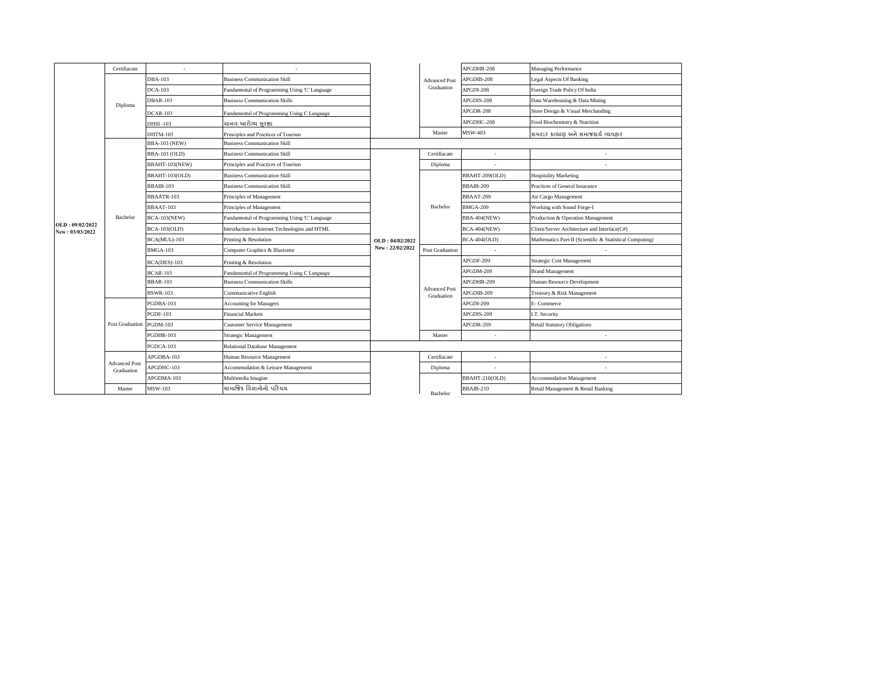| Date | Program | Code | Subject |
|---|---|---|---|
| OLD : 09/02/2022 New : 03/03/2022 | Certifiacate | - | - |
| | Diploma | DBA-103 | Business Communication Skill |
| | | DCA-103 | Fundamental of Programming Using 'C' Language |
| | | DBAR-103 | Business Communication Skills |
| | | DCAR-103 | Fundamental of Programming Using C Language |
| | | DHSI -103 | માનવ આરોગ્ય સુરક્ષા |
| | | DHTM-103 | Principles and Practices of Tourism |
| | Bachelor | BBA-103 (NEW) | Business Communication Skill |
| | | BBA-103 (OLD) | Business Communication Skill |
| | | BBAHT-103(NEW) | Principles and Practices of Tourism |
| | | BBAHT-103(OLD) | Business Communication Skill |
| | | BBAIB-103 | Business Communication Skill |
| | | BBAATR-103 | Principles of Management |
| | | BBAAT-103 | Principles of Management |
| | | BCA-103(NEW) | Fundamental of Programming Using 'C' Language |
| | | BCA-103(OLD) | Introduction to Internet Technologies and HTML |
| | | BCA(MUL)-103 | Printing & Resolution |
| | | BMGA-103 | Computer Graphics & Illustrator |
| | | BCA(DES)-103 | Printing & Resolution |
| | | BCAR-103 | Fundamental of Programming Using C Language |
| | | BBAR-103 | Business Communication Skills |
| | | BSWR-103 | Communicative English |
| | Post Graduation | PGDBA-103 | Accounting for Managers |
| | | PGDF-103 | Financial Markets |
| | | PGDM-103 | Customer Service Management |
| | | PGDHR-103 | Strategic Management |
| | | PGDCA-103 | Relational Database Management |
| | Advanced Post Graduation | APGDBA-103 | Human Resource Management |
| | | APGDHC-103 | Accommodation & Leisure Management |
| | | APGDMA-103 | Multimedia Imagine |
| | Master | MSW-103 | સામાજિક વિજ્ઞાનોનો પરિચય |

| Date | Program | Code | Subject |
|---|---|---|---|
| | Advanced Post Graduation | APGDHR-208 | Managing Performance |
| | | APGDIB-208 | Legal Aspects Of Banking |
| | | APGDI-208 | Foreign Trade Policy Of India |
| | | APGDIS-208 | Data Warehousing & Data Mining |
| | | APGDR-208 | Store Design & Visual Merchanding |
| | | APGDHC-208 | Food Biochemistry & Nutrition |
| | Master | MSW-403 | કામદાર કલ્યાણ અને સમાજકાર્ય વ્યવહાર |
| OLD : 04/02/2022 New : 22/02/2022 | Certifiacate | - | - |
| | Diploma | - | - |
| | Bachelor | BBAHT-209(OLD) | Hospitality Marketing |
| | | BBAIB-209 | Practices of General Insurance |
| | | BBAAT-209 | Air Cargo Management |
| | | BMGA-209 | Working with Sound Forge-I |
| | | BBA-404(NEW) | Production & Operation Management |
| | | BCA-404(NEW) | Client/Server Architecture and Interface(C#) |
| | | BCA-404(OLD) | Mathematics Part-II (Scientific & Statistical Computing) |
| | Post Graduation | - | - |
| | Advanced Post Graduation | APGDF-209 | Strategic Cost Management |
| | | APGDM-209 | Brand Management |
| | | APGDHR-209 | Human Resource Development |
| | | APGDIB-209 | Treasury & Risk Management |
| | | APGDI-209 | E- Commerce |
| | | APGDIS-209 | I.T. Security |
| | | APGDR-209 | Retail Statutory Obligations |
| | Master | - | - |
| | Certifiacate | - | - |
| | Diploma | - | - |
| | Bachelor | BBAHT-210(OLD) | Accommodation Management |
| | | BBAIB-210 | Retail Management & Retail Banking |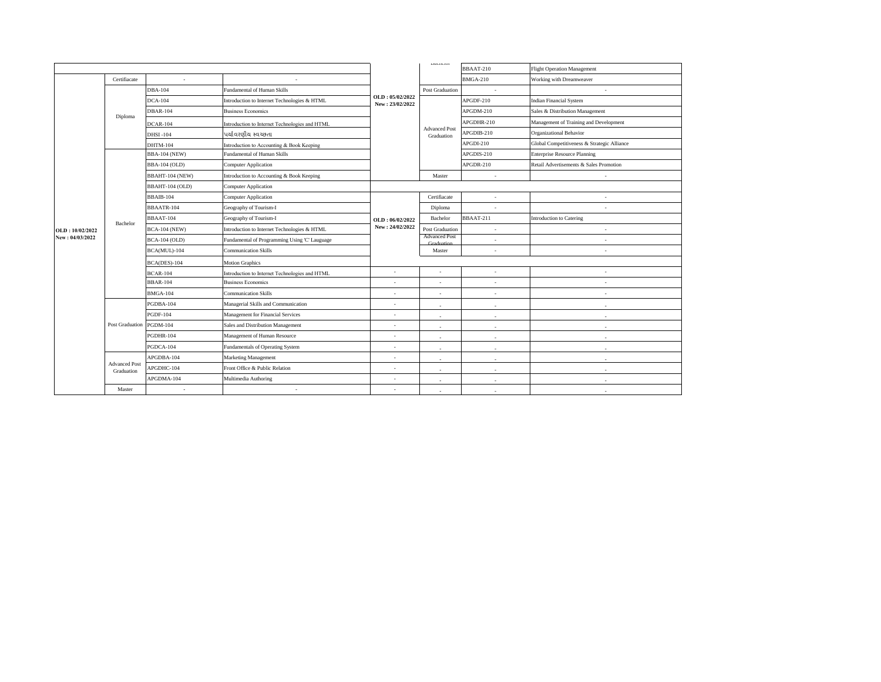| | | | | | | | |
|---|---|---|---|---|---|---|---|
| | | | | | Bachelor | BBAAT-210 | Flight Operation Management |
| OLD : 10/02/2022 New : 04/03/2022 | Certifiacate | - | - | OLD : 05/02/2022 New : 23/02/2022 | | BMGA-210 | Working with Dreamweaver |
| | Diploma | DBA-104 | Fundamental of Human Skills | | Post Graduation | - | - |
| | | DCA-104 | Introduction to Internet Technologies & HTML | | Advanced Post Graduation | APGDF-210 | Indian Financial System |
| | | DBAR-104 | Business Economics | | | APGDM-210 | Sales & Distribution Management |
| | | DCAR-104 | Introduction to Internet Technologies and HTML | | | APGDHR-210 | Management of Training and Development |
| | | DHSI -104 | પર્યાવરણીય સ્વચ્છતા | | | APGDIB-210 | Organizational Behavior |
| | | DHTM-104 | Introduction to Accounting & Book Keeping | | | APGDI-210 | Global Competitiveness & Strategic Alliance |
| | Bachelor | BBA-104 (NEW) | Fundamental of Human Skills | | | APGDIS-210 | Enterprise Resource Planning |
| | | BBA-104 (OLD) | Computer Application | | | APGDR-210 | Retail Advertisements & Sales Promotion |
| | | BBAHT-104 (NEW) | Introduction to Accounting & Book Keeping | | Master | - | - |
| | | BBAHT-104 (OLD) | Computer Application | | | | |
| | | BBAIB-104 | Computer Application | OLD : 06/02/2022 New : 24/02/2022 | Certifiacate | - | - |
| | | BBAATR-104 | Geography of Tourism-I | | Diploma | - | - |
| | | BBAAT-104 | Geography of Tourism-I | | Bachelor | BBAAT-211 | Introduction to Catering |
| | | BCA-104 (NEW) | Introduction to Internet Technologies & HTML | | Post Graduation | - | - |
| | | BCA-104 (OLD) | Fundamental of Programming Using 'C' Lauguage | | Advanced Post Graduation | - | - |
| | | BCA(MUL)-104 | Communication Skills | | Master | - | - |
| | | BCA(DES)-104 | Motion Graphics | | | | |
| | | BCAR-104 | Introduction to Internet Technologies and HTML | - | - | - | - |
| | | BBAR-104 | Business Economics | - | - | - | - |
| | | BMGA-104 | Communication Skills | - | - | - | - |
| | Post Graduation | PGDBA-104 | Managerial Skills and Communication | - | - | - | - |
| | | PGDF-104 | Management for Financial Services | - | - | - | - |
| | | PGDM-104 | Sales and Distribution Management | - | - | - | - |
| | | PGDHR-104 | Management of Human Resource | - | - | - | - |
| | | PGDCA-104 | Fundamentals of Operating System | - | - | - | - |
| | Advanced Post Graduation | APGDBA-104 | Marketing Management | - | - | - | - |
| | | APGDHC-104 | Front Office & Public Relation | - | - | - | - |
| | | APGDMA-104 | Multimedia Authoring | - | - | - | - |
| | Master | - | - | - | - | - | - |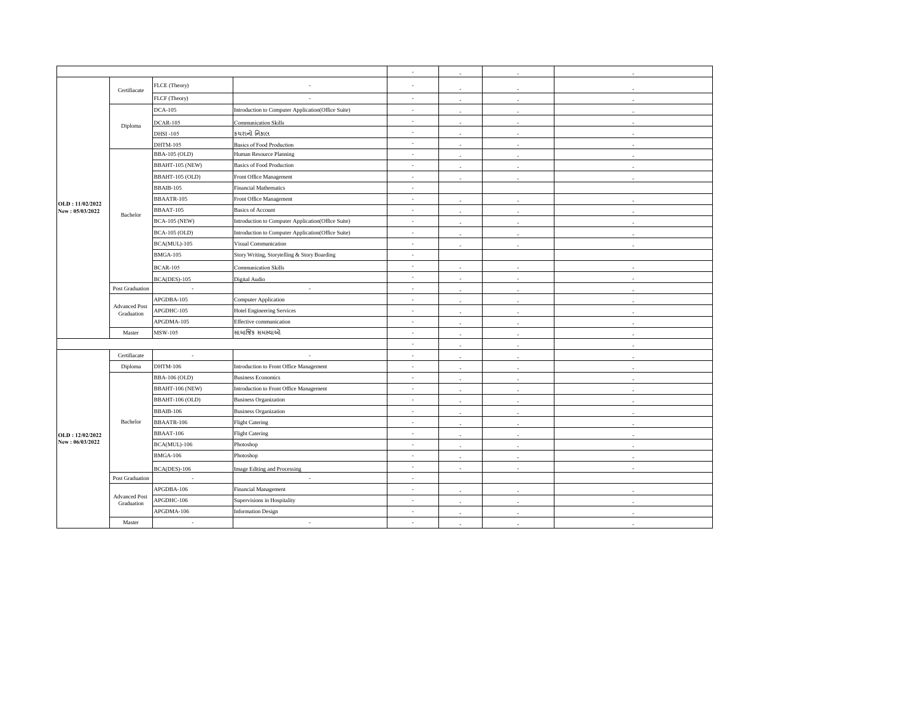| | | | | - | - | - | - |
|---|---|---|---|---|---|---|---|
| OLD : 11/02/2022 New : 05/03/2022 | Certifiacate | FLCE (Theory) | - | - | - | - | - |
| | | FLCF (Theory) | - | - | - | - | - |
| | Diploma | DCA-105 | Introduction to Computer Application(Office Suite) | - | - | - | - |
| | | DCAR-105 | Communication Skills | - | - | - | - |
| | | DHSI -105 | કચરાનો નિકાલ | - | - | - | - |
| | | DHTM-105 | Basics of Food Production | - | - | - | - |
| | Bachelor | BBA-105 (OLD) | Human Resource Planning | - | - | - | - |
| | | BBAHT-105 (NEW) | Basics of Food Production | - | - | - | - |
| | | BBAHT-105 (OLD) | Front Office Management | - | - | - | - |
| | | BBAIB-105 | Financial Mathematics | - | | | |
| | | BBAATR-105 | Front Office Management | - | - | - | - |
| | | BBAAT-105 | Basics of Account | - | - | - | - |
| | | BCA-105 (NEW) | Introduction to Computer Application(Office Suite) | - | - | - | - |
| | | BCA-105 (OLD) | Introduction to Computer Application(Office Suite) | - | - | - | - |
| | | BCA(MUL)-105 | Visual Communication | - | - | - | - |
| | | BMGA-105 | Story Writing, Storytelling & Story Boarding | - | | | |
| | | BCAR-105 | Communication Skills | - | - | - | - |
| | | BCA(DES)-105 | Digital Audio | - | - | - | - |
| | Post Graduation | - | - | - | - | - | - |
| | Advanced Post Graduation | APGDBA-105 | Computer Application | - | - | - | - |
| | | APGDHC-105 | Hotel Engineering Services | - | - | - | - |
| | | APGDMA-105 | Effective communication | - | - | - | - |
| | Master | MSW-105 | સામાજિક સમસ્યાઓ | - | - | - | - |
| | | | | - | - | - | - |
| OLD : 12/02/2022 New : 06/03/2022 | Certifiacate | - | - | - | - | - | - |
| | Diploma | DHTM-106 | Introduction to Front Office Management | - | - | - | - |
| | Bachelor | BBA-106 (OLD) | Business Economics | - | - | - | - |
| | | BBAHT-106 (NEW) | Introduction to Front Office Management | - | - | - | - |
| | | BBAHT-106 (OLD) | Business Organization | - | - | - | - |
| | | BBAIB-106 | Business Organization | - | - | - | - |
| | | BBAATR-106 | Flight Catering | - | - | - | - |
| | | BBAAT-106 | Flight Catering | - | - | - | - |
| | | BCA(MUL)-106 | Photoshop | - | - | - | - |
| | | BMGA-106 | Photoshop | - | - | - | - |
| | | BCA(DES)-106 | Image Editing and Processing | - | - | - | - |
| | Post Graduation | - | - | - | | | |
| | Advanced Post Graduation | APGDBA-106 | Financial Management | - | - | - | - |
| | | APGDHC-106 | Supervisions in Hospitality | - | - | - | - |
| | | APGDMA-106 | Information Design | - | - | - | - |
| | Master | - | - | - | - | - | - |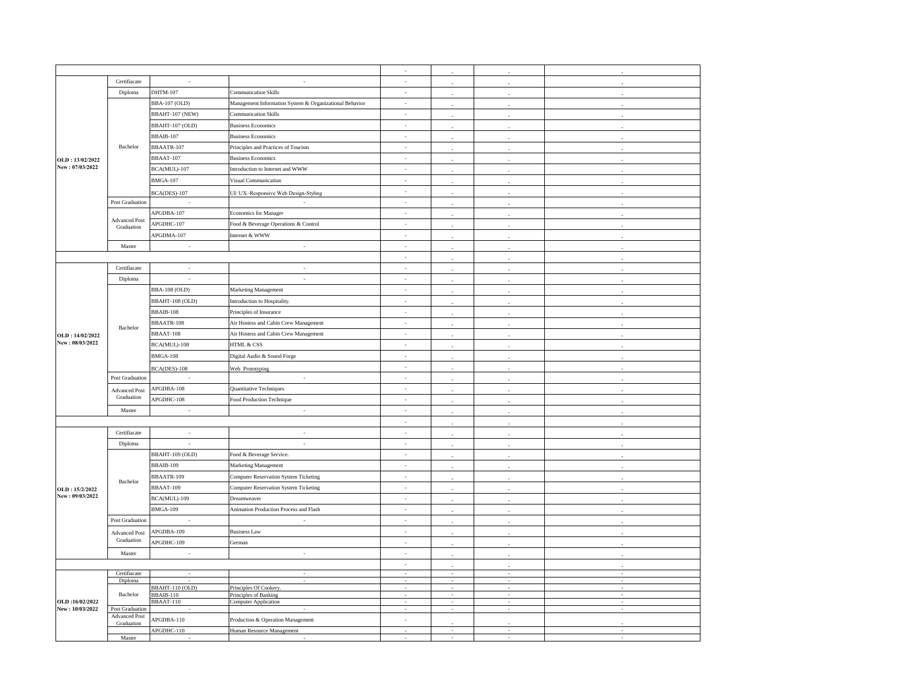| | | | | | | | |
|---|---|---|---|---|---|---|---|
| | | | | - | - | - | - |
| OLD : 13/02/2022<br>New : 07/03/2022 | Certifiacate | - | - | - | - | - | - |
| | Diploma | DHTM-107 | Communication Skills | - | - | - | - |
| | Bachelor | BBA-107 (OLD) | Management Information System & Organizational Behavior | - | - | - | - |
| | | BBAHT-107 (NEW) | Communication Skills | - | - | - | - |
| | | BBAHT-107 (OLD) | Business Economics | - | - | - | - |
| | | BBAIB-107 | Business Economics | - | - | - | - |
| | | BBAATR-107 | Principles and Practices of Tourism | - | - | - | - |
| | | BBAAT-107 | Business Economics | - | - | - | - |
| | | BCA(MUL)-107 | Introduction to Internet and WWW | - | - | - | - |
| | | BMGA-107 | Visual Communication | - | - | - | - |
| | | BCA(DES)-107 | UI/ UX–Responsive Web Design-Styling | - | - | - | - |
| | Post Graduation | - | - | - | - | - | - |
| | Advanced Post Graduation | APGDBA-107 | Economics for Manager | - | - | - | - |
| | | APGDHC-107 | Food & Beverage Operations & Control | - | - | - | - |
| | | APGDMA-107 | Internet & WWW | - | - | - | - |
| | Master | - | - | - | - | - | - |
| | | | | - | - | - | - |
| OLD : 14/02/2022<br>New : 08/03/2022 | Certifiacate | - | - | - | - | - | - |
| | Diploma | - | - | - | - | - | - |
| | Bachelor | BBA-108 (OLD) | Marketing Management | - | - | - | - |
| | | BBAHT-108 (OLD) | Introduction to Hospitality. | - | - | - | - |
| | | BBAIB-108 | Principles of Insurance | - | - | - | - |
| | | BBAATR-108 | Air Hostess and Cabin Crew Management | - | - | - | - |
| | | BBAAT-108 | Air Hostess and Cabin Crew Management | - | - | - | - |
| | | BCA(MUL)-108 | HTML & CSS | - | - | - | - |
| | | BMGA-108 | Digital Audio & Sound Forge | - | - | - | - |
| | | BCA(DES)-108 | Web Prototyping | - | - | - | - |
| | Post Graduation | - | - | - | - | - | - |
| | Advanced Post Graduation | APGDBA-108 | Quantitative Techniques | - | - | - | - |
| | | APGDHC-108 | Food Production Technique | - | - | - | - |
| | Master | - | - | - | - | - | - |
| | | | | - | - | - | - |
| OLD : 15/2/2022<br>New : 09/03/2022 | Certifiacate | - | - | - | - | - | - |
| | Diploma | - | - | - | - | - | - |
| | Bachelor | BBAHT-109 (OLD) | Food & Beverage Service. | - | - | - | - |
| | | BBAIB-109 | Marketing Management | - | - | - | - |
| | | BBAATR-109 | Computer Reservation System Ticketing | - | - | - | - |
| | | BBAAT-109 | Computer Reservation System Ticketing | - | - | - | - |
| | | BCA(MUL)-109 | Dreamweaver | - | - | - | - |
| | | BMGA-109 | Animation Production Process and Flash | - | - | - | - |
| | Post Graduation | - | - | - | - | - | - |
| | Advanced Post Graduation | APGDBA-109 | Business Law | - | - | - | - |
| | | APGDHC-109 | German | - | - | - | - |
| | Master | - | - | - | - | - | - |
| | | | | - | - | - | - |
| OLD :16/02/2022<br>New : 10/03/2022 | Certifiacate | - | - | - | - | - | - |
| | Diploma | - | - | - | - | - | - |
| | Bachelor | BBAHT-110 (OLD) | Principles Of Cookery. | - | - | - | - |
| | | BBAIB-110 | Principles of Banking | - | - | - | - |
| | | BBAAT-110 | Computer Application | - | - | - | - |
| | Post Graduation | - | - | - | - | - | - |
| | Advanced Post Graduation | APGDBA-110 | Production & Operation Management | - | - | - | - |
| | | APGDHC-110 | Human Resource Management | - | - | - | - |
| | Master | - | - | - | - | - | - |